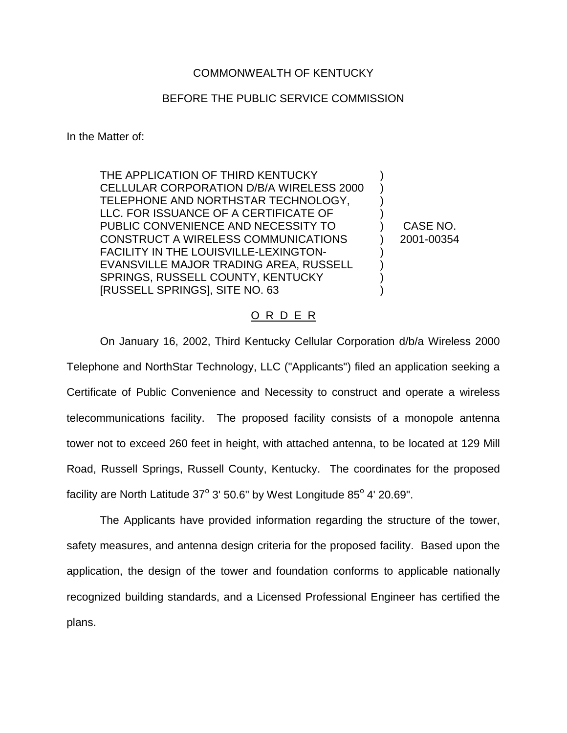COMMONWEALTH OF KENTUCKY

BEFORE THE PUBLIC SERVICE COMMISSION

In the Matter of:

| | |
|---|---|
| THE APPLICATION OF THIRD KENTUCKY CELLULAR CORPORATION D/B/A WIRELESS 2000 TELEPHONE AND NORTHSTAR TECHNOLOGY, LLC. FOR ISSUANCE OF A CERTIFICATE OF PUBLIC CONVENIENCE AND NECESSITY TO CONSTRUCT A WIRELESS COMMUNICATIONS FACILITY IN THE LOUISVILLE-LEXINGTON-EVANSVILLE MAJOR TRADING AREA, RUSSELL SPRINGS, RUSSELL COUNTY, KENTUCKY [RUSSELL SPRINGS], SITE NO. 63 | CASE NO. 2001-00354 |

## O R D E R

On January 16, 2002, Third Kentucky Cellular Corporation d/b/a Wireless 2000 Telephone and NorthStar Technology, LLC ("Applicants") filed an application seeking a Certificate of Public Convenience and Necessity to construct and operate a wireless telecommunications facility. The proposed facility consists of a monopole antenna tower not to exceed 260 feet in height, with attached antenna, to be located at 129 Mill Road, Russell Springs, Russell County, Kentucky. The coordinates for the proposed facility are North Latitude 37$^{o}$ 3' 50.6" by West Longitude 85$^{o}$ 4' 20.69".

The Applicants have provided information regarding the structure of the tower, safety measures, and antenna design criteria for the proposed facility. Based upon the application, the design of the tower and foundation conforms to applicable nationally recognized building standards, and a Licensed Professional Engineer has certified the plans.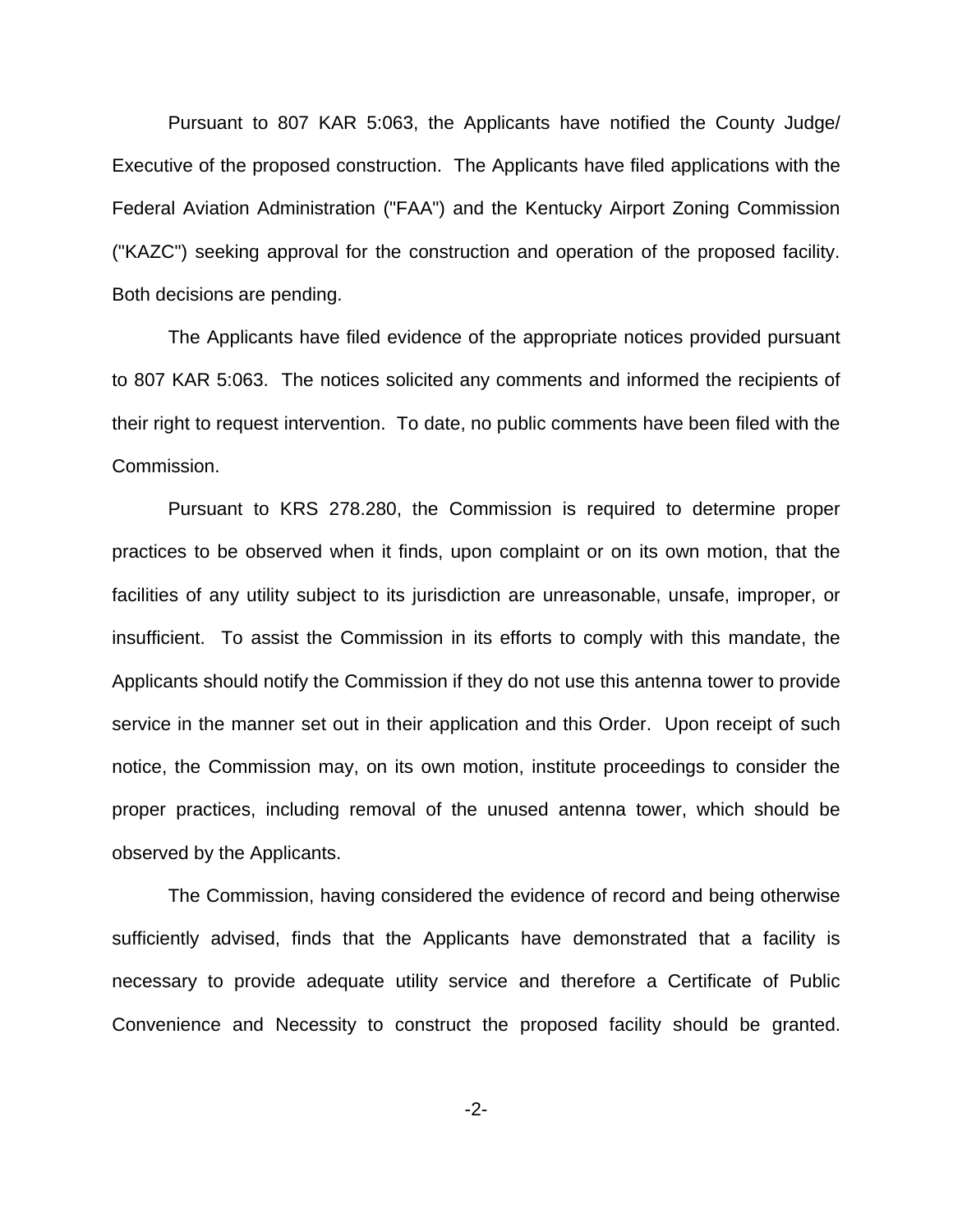Pursuant to 807 KAR 5:063, the Applicants have notified the County Judge/ Executive of the proposed construction. The Applicants have filed applications with the Federal Aviation Administration ("FAA") and the Kentucky Airport Zoning Commission ("KAZC") seeking approval for the construction and operation of the proposed facility. Both decisions are pending.

The Applicants have filed evidence of the appropriate notices provided pursuant to 807 KAR 5:063. The notices solicited any comments and informed the recipients of their right to request intervention. To date, no public comments have been filed with the Commission.

Pursuant to KRS 278.280, the Commission is required to determine proper practices to be observed when it finds, upon complaint or on its own motion, that the facilities of any utility subject to its jurisdiction are unreasonable, unsafe, improper, or insufficient. To assist the Commission in its efforts to comply with this mandate, the Applicants should notify the Commission if they do not use this antenna tower to provide service in the manner set out in their application and this Order. Upon receipt of such notice, the Commission may, on its own motion, institute proceedings to consider the proper practices, including removal of the unused antenna tower, which should be observed by the Applicants.

The Commission, having considered the evidence of record and being otherwise sufficiently advised, finds that the Applicants have demonstrated that a facility is necessary to provide adequate utility service and therefore a Certificate of Public Convenience and Necessity to construct the proposed facility should be granted.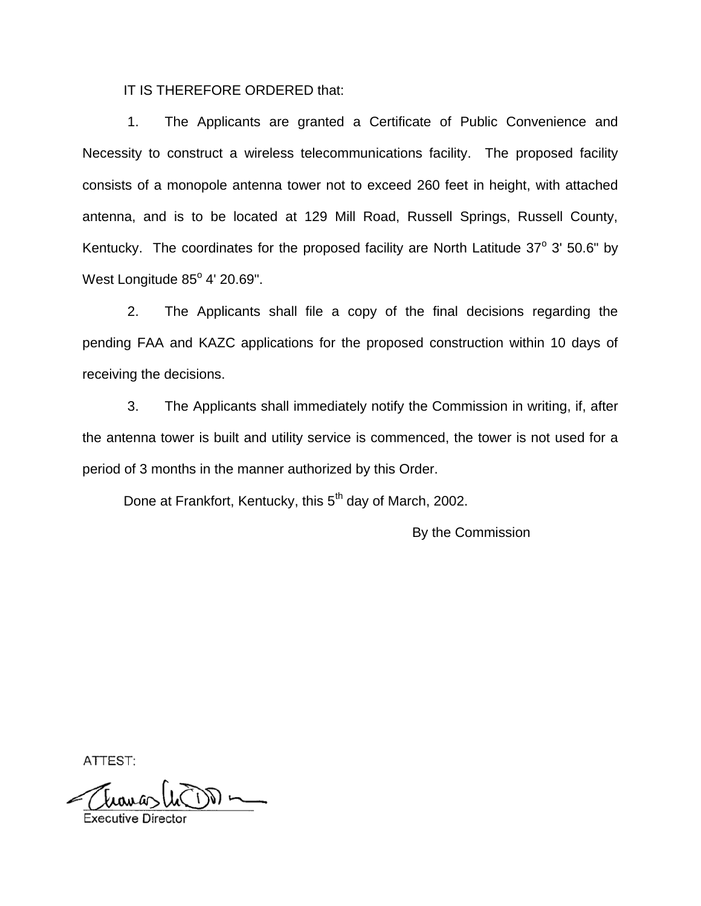IT IS THEREFORE ORDERED that:

1. The Applicants are granted a Certificate of Public Convenience and Necessity to construct a wireless telecommunications facility. The proposed facility consists of a monopole antenna tower not to exceed 260 feet in height, with attached antenna, and is to be located at 129 Mill Road, Russell Springs, Russell County, Kentucky. The coordinates for the proposed facility are North Latitude 37$^{o}$ 3' 50.6" by West Longitude 85$^{o}$ 4' 20.69".

2. The Applicants shall file a copy of the final decisions regarding the pending FAA and KAZC applications for the proposed construction within 10 days of receiving the decisions.

3. The Applicants shall immediately notify the Commission in writing, if, after the antenna tower is built and utility service is commenced, the tower is not used for a period of 3 months in the manner authorized by this Order.

Done at Frankfort, Kentucky, this 5th day of March, 2002.

By the Commission

ATTEST:

Executive Director